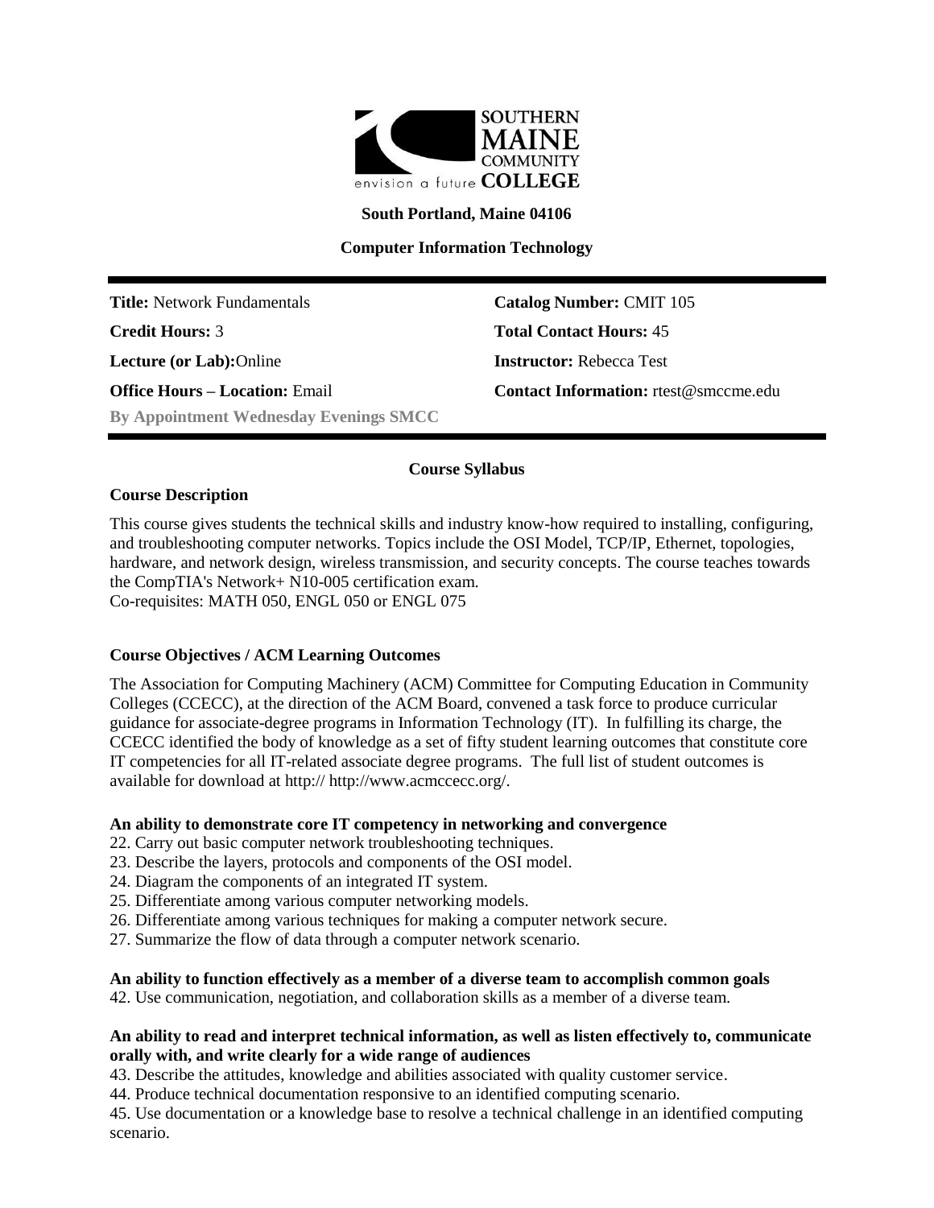SOUTHERN MAINE COMMUNITY COLLEGE

envision a future

**South Portland, Maine 04106**

**Computer Information Technology**

| | |
|---|---|
| **Title:** Network Fundamentals | **Catalog Number:** CMIT 105 |
| **Credit Hours:** 3 | **Total Contact Hours:** 45 |
| **Lecture (or Lab):** Online | **Instructor:** Rebecca Test |
| **Office Hours – Location:** Email | **Contact Information:** rtest@smccme.edu |
| **By Appointment Wednesday Evenings SMCC** | |

## Course Syllabus

### Course Description

This course gives students the technical skills and industry know-how required to installing, configuring, and troubleshooting computer networks. Topics include the OSI Model, TCP/IP, Ethernet, topologies, hardware, and network design, wireless transmission, and security concepts. The course teaches towards the CompTIA's Network+ N10-005 certification exam.
Co-requisites: MATH 050, ENGL 050 or ENGL 075

### Course Objectives / ACM Learning Outcomes

The Association for Computing Machinery (ACM) Committee for Computing Education in Community Colleges (CCECC), at the direction of the ACM Board, convened a task force to produce curricular guidance for associate-degree programs in Information Technology (IT). In fulfilling its charge, the CCECC identified the body of knowledge as a set of fifty student learning outcomes that constitute core IT competencies for all IT-related associate degree programs. The full list of student outcomes is available for download at http:// http://www.acmccecc.org/.

**An ability to demonstrate core IT competency in networking and convergence**

22. Carry out basic computer network troubleshooting techniques.
23. Describe the layers, protocols and components of the OSI model.
24. Diagram the components of an integrated IT system.
25. Differentiate among various computer networking models.
26. Differentiate among various techniques for making a computer network secure.
27. Summarize the flow of data through a computer network scenario.

**An ability to function effectively as a member of a diverse team to accomplish common goals**

42. Use communication, negotiation, and collaboration skills as a member of a diverse team.

**An ability to read and interpret technical information, as well as listen effectively to, communicate orally with, and write clearly for a wide range of audiences**

43. Describe the attitudes, knowledge and abilities associated with quality customer service.
44. Produce technical documentation responsive to an identified computing scenario.
45. Use documentation or a knowledge base to resolve a technical challenge in an identified computing scenario.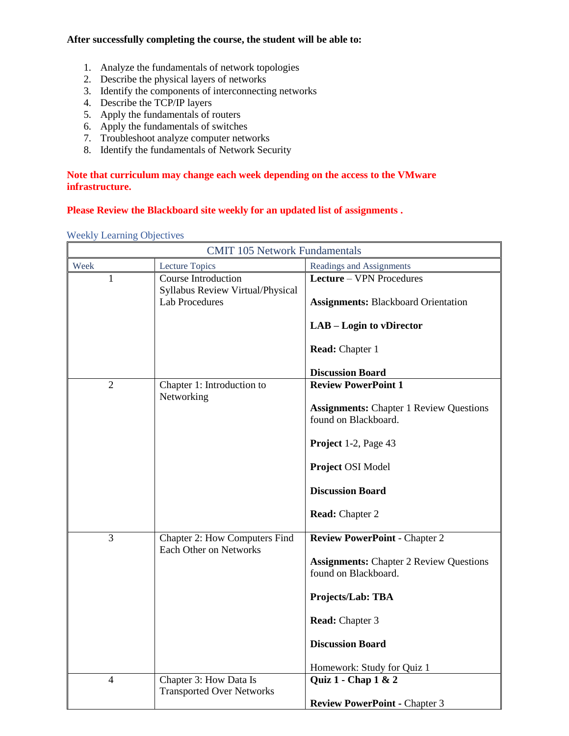**After successfully completing the course, the student will be able to:**

1. Analyze the fundamentals of network topologies
2. Describe the physical layers of networks
3. Identify the components of interconnecting networks
4. Describe the TCP/IP layers
5. Apply the fundamentals of routers
6. Apply the fundamentals of switches
7. Troubleshoot analyze computer networks
8. Identify the fundamentals of Network Security

**Note that curriculum may change each week depending on the access to the VMware infrastructure.**

**Please Review the Blackboard site weekly for an updated list of assignments .**

### Weekly Learning Objectives

| CMIT 105 Network Fundamentals | | |
|---|---|---|
| Week | Lecture Topics | Readings and Assignments |
| 1 | Course Introduction<br>Syllabus Review Virtual/Physical Lab Procedures | **Lecture** – VPN Procedures<br><br>**Assignments:** Blackboard Orientation<br><br>**LAB – Login to vDirector**<br><br>**Read:** Chapter 1<br><br>**Discussion Board** |
| 2 | Chapter 1: Introduction to Networking | **Review PowerPoint 1**<br><br>**Assignments:** Chapter 1 Review Questions found on Blackboard.<br><br>**Project** 1-2, Page 43<br><br>**Project** OSI Model<br><br>**Discussion Board**<br><br>**Read:** Chapter 2 |
| 3 | Chapter 2: How Computers Find Each Other on Networks | **Review PowerPoint** - Chapter 2<br><br>**Assignments:** Chapter 2 Review Questions found on Blackboard.<br><br>**Projects/Lab: TBA**<br><br>**Read:** Chapter 3<br><br>**Discussion Board**<br><br>Homework: Study for Quiz 1 |
| 4 | Chapter 3: How Data Is Transported Over Networks | **Quiz 1 - Chap 1 & 2**<br><br>**Review PowerPoint** - Chapter 3 |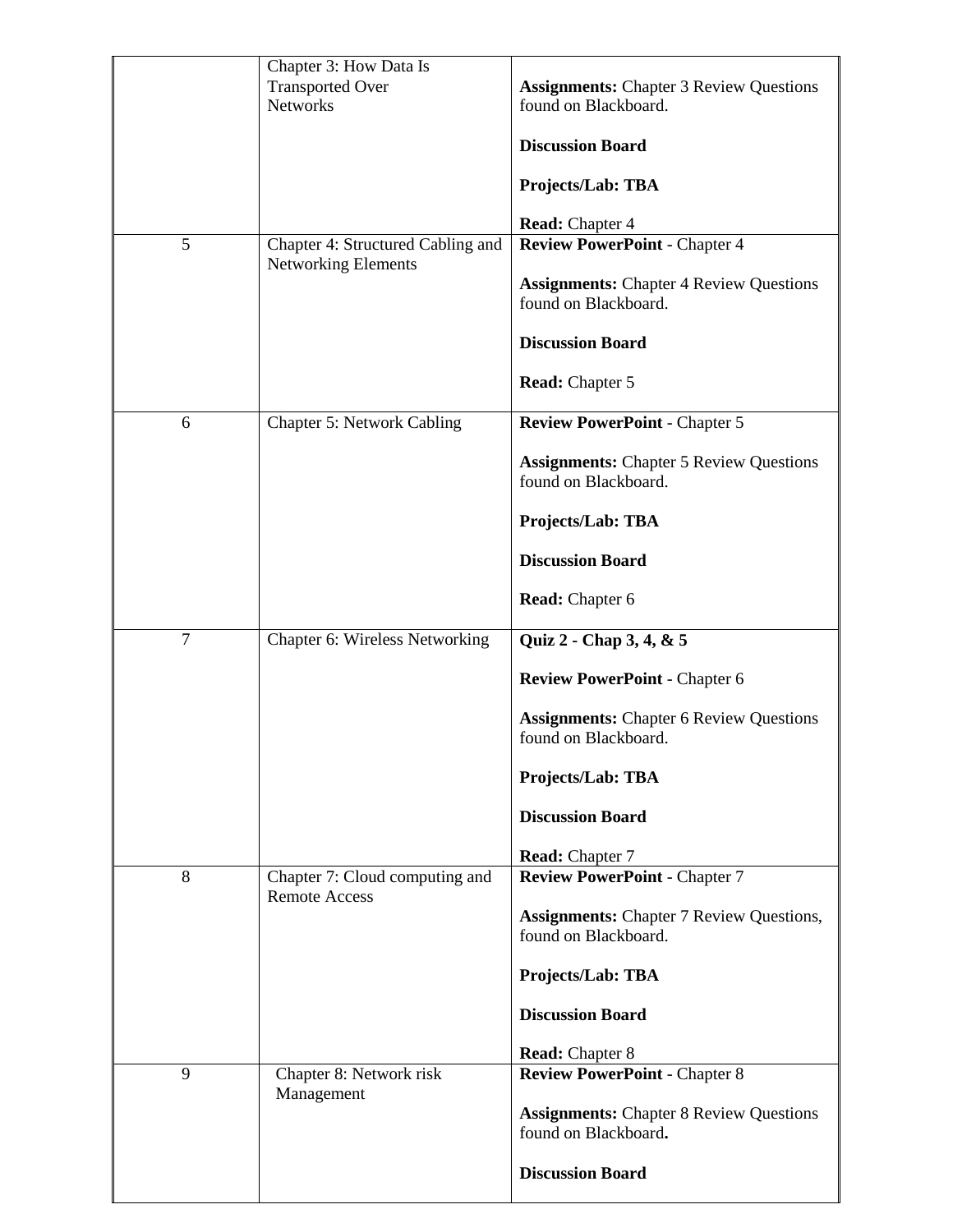|  | Chapter 3: How Data Is Transported Over Networks | **Assignments:** Chapter 3 Review Questions found on Blackboard.<br><br>**Discussion Board**<br><br>**Projects/Lab: TBA**<br><br>**Read:** Chapter 4 |
|---|---|---|
| 5 | Chapter 4: Structured Cabling and Networking Elements | **Review PowerPoint** - Chapter 4<br><br>**Assignments:** Chapter 4 Review Questions found on Blackboard.<br><br>**Discussion Board**<br><br>**Read:** Chapter 5 |
| 6 | Chapter 5: Network Cabling | **Review PowerPoint** - Chapter 5<br><br>**Assignments:** Chapter 5 Review Questions found on Blackboard.<br><br>**Projects/Lab: TBA**<br><br>**Discussion Board**<br><br>**Read:** Chapter 6 |
| 7 | Chapter 6: Wireless Networking | **Quiz 2 - Chap 3, 4, & 5**<br><br>**Review PowerPoint** - Chapter 6<br><br>**Assignments:** Chapter 6 Review Questions found on Blackboard.<br><br>**Projects/Lab: TBA**<br><br>**Discussion Board**<br><br>**Read:** Chapter 7 |
| 8 | Chapter 7: Cloud computing and Remote Access | **Review PowerPoint** - Chapter 7<br><br>**Assignments:** Chapter 7 Review Questions, found on Blackboard.<br><br>**Projects/Lab: TBA**<br><br>**Discussion Board**<br><br>**Read:** Chapter 8 |
| 9 | Chapter 8: Network risk Management | **Review PowerPoint** - Chapter 8<br><br>**Assignments:** Chapter 8 Review Questions found on Blackboard**.**<br><br>**Discussion Board** |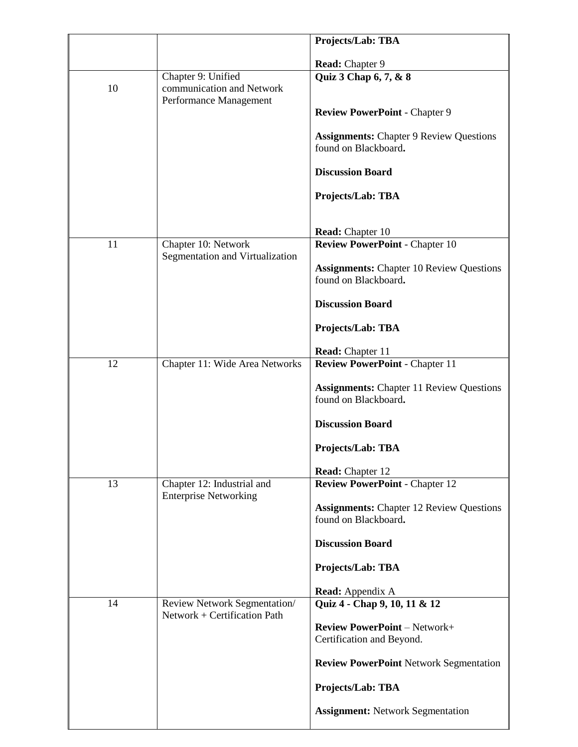| | | |
|---|---|---|
| | | **Projects/Lab: TBA**<br><br>**Read:** Chapter 9 |
| 10 | Chapter 9: Unified communication and Network Performance Management | **Quiz 3 Chap 6, 7, & 8**<br><br>**Review PowerPoint** - Chapter 9<br><br>**Assignments:** Chapter 9 Review Questions found on Blackboard**.**<br><br>**Discussion Board**<br><br>**Projects/Lab: TBA**<br><br>**Read:** Chapter 10 |
| 11 | Chapter 10: Network Segmentation and Virtualization | **Review PowerPoint** - Chapter 10<br><br>**Assignments:** Chapter 10 Review Questions found on Blackboard**.**<br><br>**Discussion Board**<br><br>**Projects/Lab: TBA**<br><br>**Read:** Chapter 11 |
| 12 | Chapter 11: Wide Area Networks | **Review PowerPoint** - Chapter 11<br><br>**Assignments:** Chapter 11 Review Questions found on Blackboard**.**<br><br>**Discussion Board**<br><br>**Projects/Lab: TBA**<br><br>**Read:** Chapter 12 |
| 13 | Chapter 12: Industrial and Enterprise Networking | **Review PowerPoint** - Chapter 12<br><br>**Assignments:** Chapter 12 Review Questions found on Blackboard**.**<br><br>**Discussion Board**<br><br>**Projects/Lab: TBA**<br><br>**Read:** Appendix A |
| 14 | Review Network Segmentation/ Network + Certification Path | **Quiz 4 - Chap 9, 10, 11 & 12**<br><br>**Review PowerPoint** – Network+ Certification and Beyond.<br><br>**Review PowerPoint** Network Segmentation<br><br>**Projects/Lab: TBA**<br><br>**Assignment:** Network Segmentation |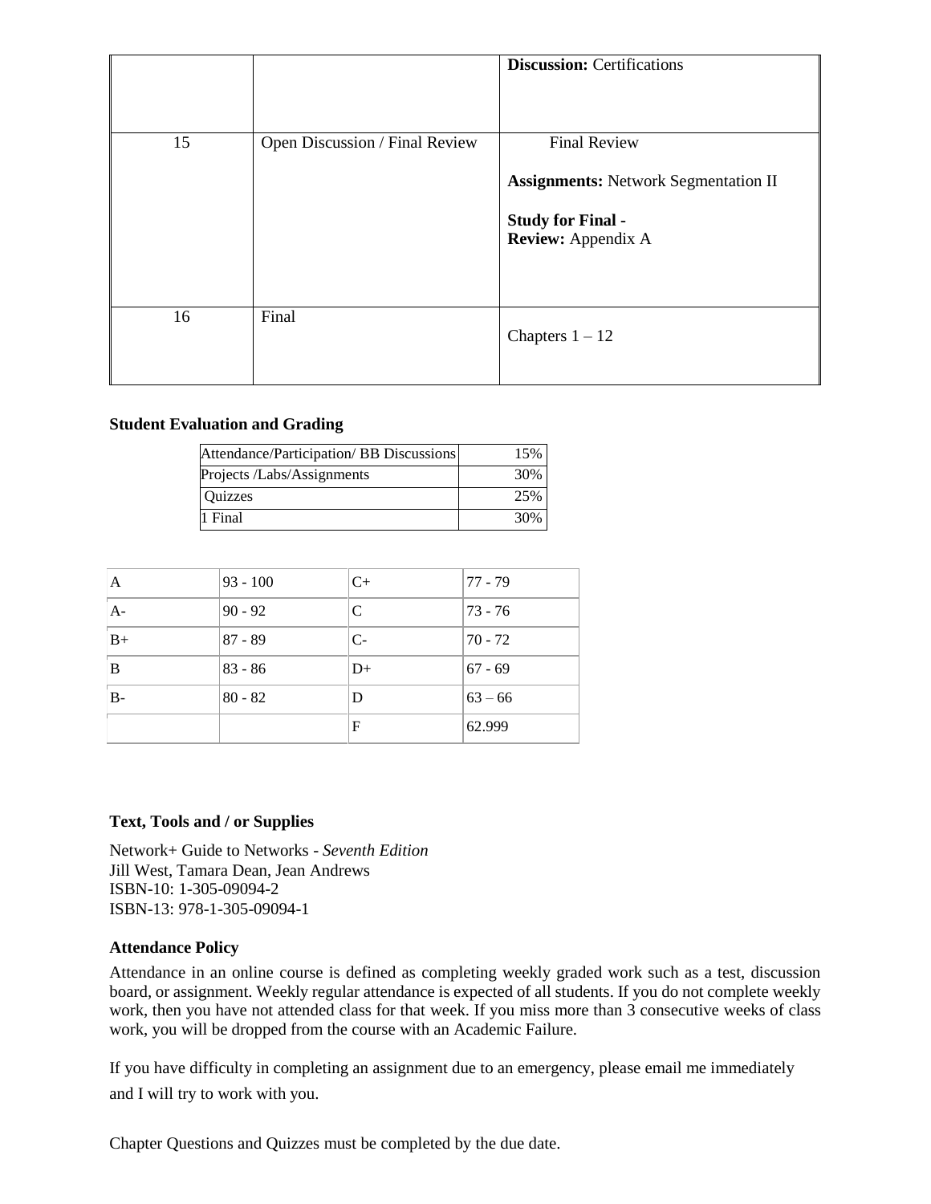| | | |
|---|---|---|
| | | **Discussion:** Certifications |
| 15 | Open Discussion / Final Review | Final Review<br><br>**Assignments:** Network Segmentation II<br><br>**Study for Final -**<br>**Review:** Appendix A |
| 16 | Final | Chapters 1 – 12 |

### Student Evaluation and Grading

| | |
|---|---|
| Attendance/Participation/ BB Discussions | 15% |
| Projects /Labs/Assignments | 30% |
| Quizzes | 25% |
| 1 Final | 30% |

| | | | |
|---|---|---|---|
| A | 93 - 100 | C+ | 77 - 79 |
| A- | 90 - 92 | C | 73 - 76 |
| B+ | 87 - 89 | C- | 70 - 72 |
| B | 83 - 86 | D+ | 67 - 69 |
| B- | 80 - 82 | D | 63 – 66 |
| | | F | 62.999 |

### Text, Tools and / or Supplies

Network+ Guide to Networks - *Seventh Edition*
Jill West, Tamara Dean, Jean Andrews
ISBN-10: 1-305-09094-2
ISBN-13: 978-1-305-09094-1

### Attendance Policy

Attendance in an online course is defined as completing weekly graded work such as a test, discussion board, or assignment. Weekly regular attendance is expected of all students. If you do not complete weekly work, then you have not attended class for that week. If you miss more than 3 consecutive weeks of class work, you will be dropped from the course with an Academic Failure.

If you have difficulty in completing an assignment due to an emergency, please email me immediately and I will try to work with you.

Chapter Questions and Quizzes must be completed by the due date.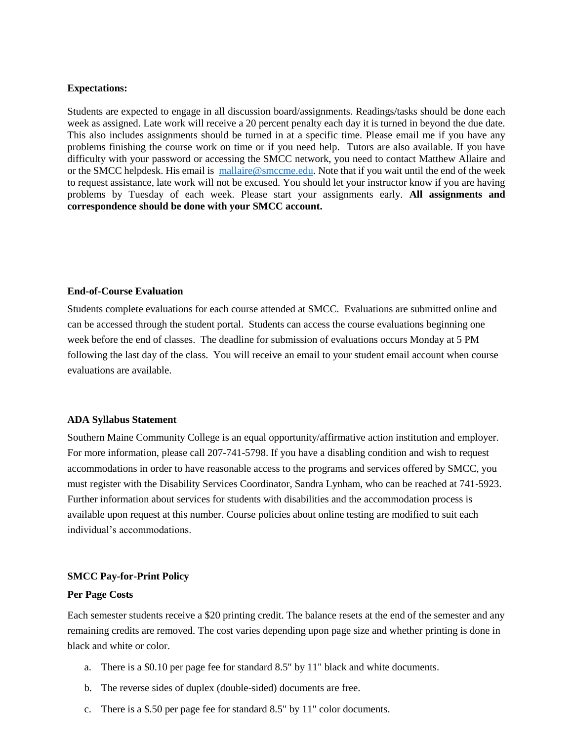**Expectations:**

Students are expected to engage in all discussion board/assignments. Readings/tasks should be done each week as assigned. Late work will receive a 20 percent penalty each day it is turned in beyond the due date. This also includes assignments should be turned in at a specific time. Please email me if you have any problems finishing the course work on time or if you need help. Tutors are also available. If you have difficulty with your password or accessing the SMCC network, you need to contact Matthew Allaire and or the SMCC helpdesk. His email is mallaire@smccme.edu. Note that if you wait until the end of the week to request assistance, late work will not be excused. You should let your instructor know if you are having problems by Tuesday of each week. Please start your assignments early. **All assignments and correspondence should be done with your SMCC account.**

**End-of-Course Evaluation**

Students complete evaluations for each course attended at SMCC. Evaluations are submitted online and can be accessed through the student portal. Students can access the course evaluations beginning one week before the end of classes. The deadline for submission of evaluations occurs Monday at 5 PM following the last day of the class. You will receive an email to your student email account when course evaluations are available.

**ADA Syllabus Statement**

Southern Maine Community College is an equal opportunity/affirmative action institution and employer. For more information, please call 207-741-5798. If you have a disabling condition and wish to request accommodations in order to have reasonable access to the programs and services offered by SMCC, you must register with the Disability Services Coordinator, Sandra Lynham, who can be reached at 741-5923. Further information about services for students with disabilities and the accommodation process is available upon request at this number. Course policies about online testing are modified to suit each individual's accommodations.

**SMCC Pay-for-Print Policy**

**Per Page Costs**

Each semester students receive a $20 printing credit. The balance resets at the end of the semester and any remaining credits are removed. The cost varies depending upon page size and whether printing is done in black and white or color.

a. There is a $0.10 per page fee for standard 8.5" by 11" black and white documents.

b. The reverse sides of duplex (double-sided) documents are free.

c. There is a $.50 per page fee for standard 8.5" by 11" color documents.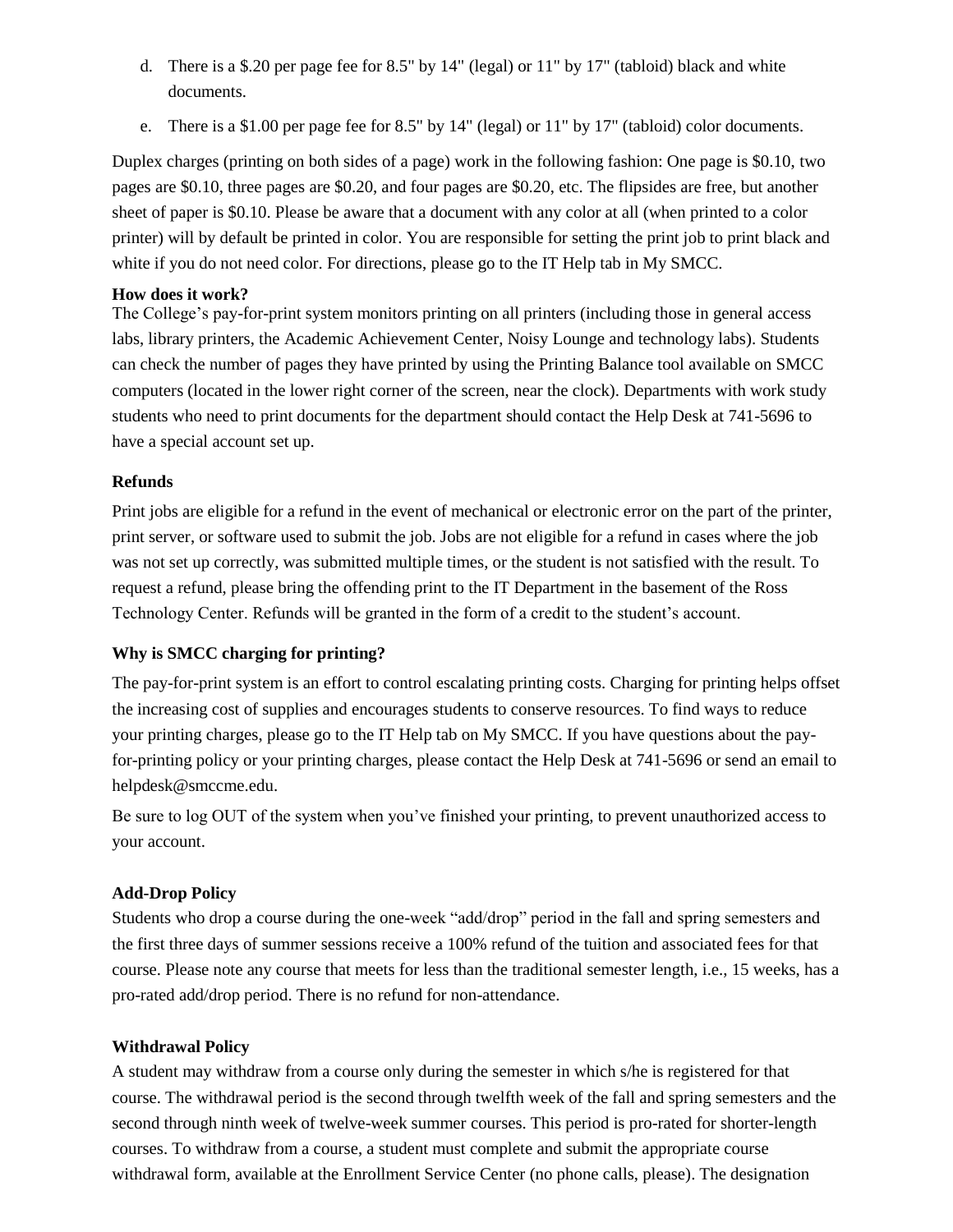d. There is a $.20 per page fee for 8.5" by 14" (legal) or 11" by 17" (tabloid) black and white documents.

e. There is a $1.00 per page fee for 8.5" by 14" (legal) or 11" by 17" (tabloid) color documents.

Duplex charges (printing on both sides of a page) work in the following fashion: One page is $0.10, two pages are $0.10, three pages are $0.20, and four pages are $0.20, etc. The flipsides are free, but another sheet of paper is $0.10. Please be aware that a document with any color at all (when printed to a color printer) will by default be printed in color. You are responsible for setting the print job to print black and white if you do not need color. For directions, please go to the IT Help tab in My SMCC.

**How does it work?**

The College's pay-for-print system monitors printing on all printers (including those in general access labs, library printers, the Academic Achievement Center, Noisy Lounge and technology labs). Students can check the number of pages they have printed by using the Printing Balance tool available on SMCC computers (located in the lower right corner of the screen, near the clock). Departments with work study students who need to print documents for the department should contact the Help Desk at 741-5696 to have a special account set up.

**Refunds**

Print jobs are eligible for a refund in the event of mechanical or electronic error on the part of the printer, print server, or software used to submit the job. Jobs are not eligible for a refund in cases where the job was not set up correctly, was submitted multiple times, or the student is not satisfied with the result. To request a refund, please bring the offending print to the IT Department in the basement of the Ross Technology Center. Refunds will be granted in the form of a credit to the student's account.

**Why is SMCC charging for printing?**

The pay-for-print system is an effort to control escalating printing costs. Charging for printing helps offset the increasing cost of supplies and encourages students to conserve resources. To find ways to reduce your printing charges, please go to the IT Help tab on My SMCC. If you have questions about the pay-for-printing policy or your printing charges, please contact the Help Desk at 741-5696 or send an email to helpdesk@smccme.edu.

Be sure to log OUT of the system when you've finished your printing, to prevent unauthorized access to your account.

**Add-Drop Policy**

Students who drop a course during the one-week "add/drop" period in the fall and spring semesters and the first three days of summer sessions receive a 100% refund of the tuition and associated fees for that course. Please note any course that meets for less than the traditional semester length, i.e., 15 weeks, has a pro-rated add/drop period. There is no refund for non-attendance.

**Withdrawal Policy**

A student may withdraw from a course only during the semester in which s/he is registered for that course. The withdrawal period is the second through twelfth week of the fall and spring semesters and the second through ninth week of twelve-week summer courses. This period is pro-rated for shorter-length courses. To withdraw from a course, a student must complete and submit the appropriate course withdrawal form, available at the Enrollment Service Center (no phone calls, please). The designation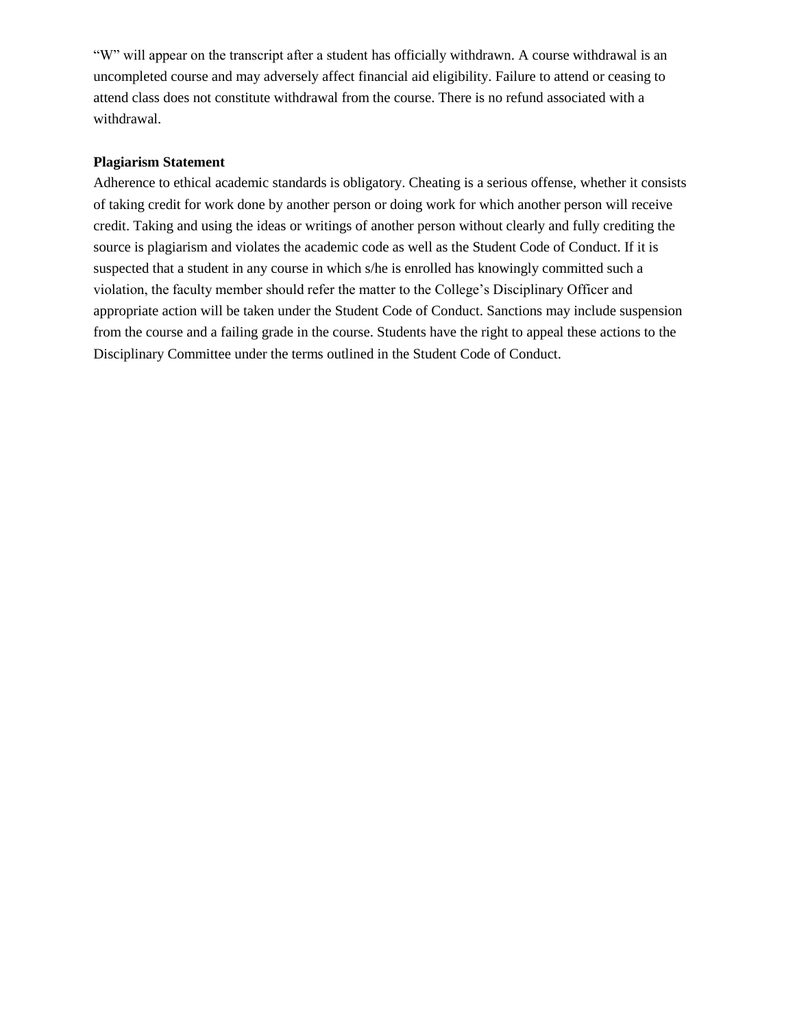"W" will appear on the transcript after a student has officially withdrawn. A course withdrawal is an uncompleted course and may adversely affect financial aid eligibility. Failure to attend or ceasing to attend class does not constitute withdrawal from the course. There is no refund associated with a withdrawal.

**Plagiarism Statement**

Adherence to ethical academic standards is obligatory. Cheating is a serious offense, whether it consists of taking credit for work done by another person or doing work for which another person will receive credit. Taking and using the ideas or writings of another person without clearly and fully crediting the source is plagiarism and violates the academic code as well as the Student Code of Conduct. If it is suspected that a student in any course in which s/he is enrolled has knowingly committed such a violation, the faculty member should refer the matter to the College's Disciplinary Officer and appropriate action will be taken under the Student Code of Conduct. Sanctions may include suspension from the course and a failing grade in the course. Students have the right to appeal these actions to the Disciplinary Committee under the terms outlined in the Student Code of Conduct.